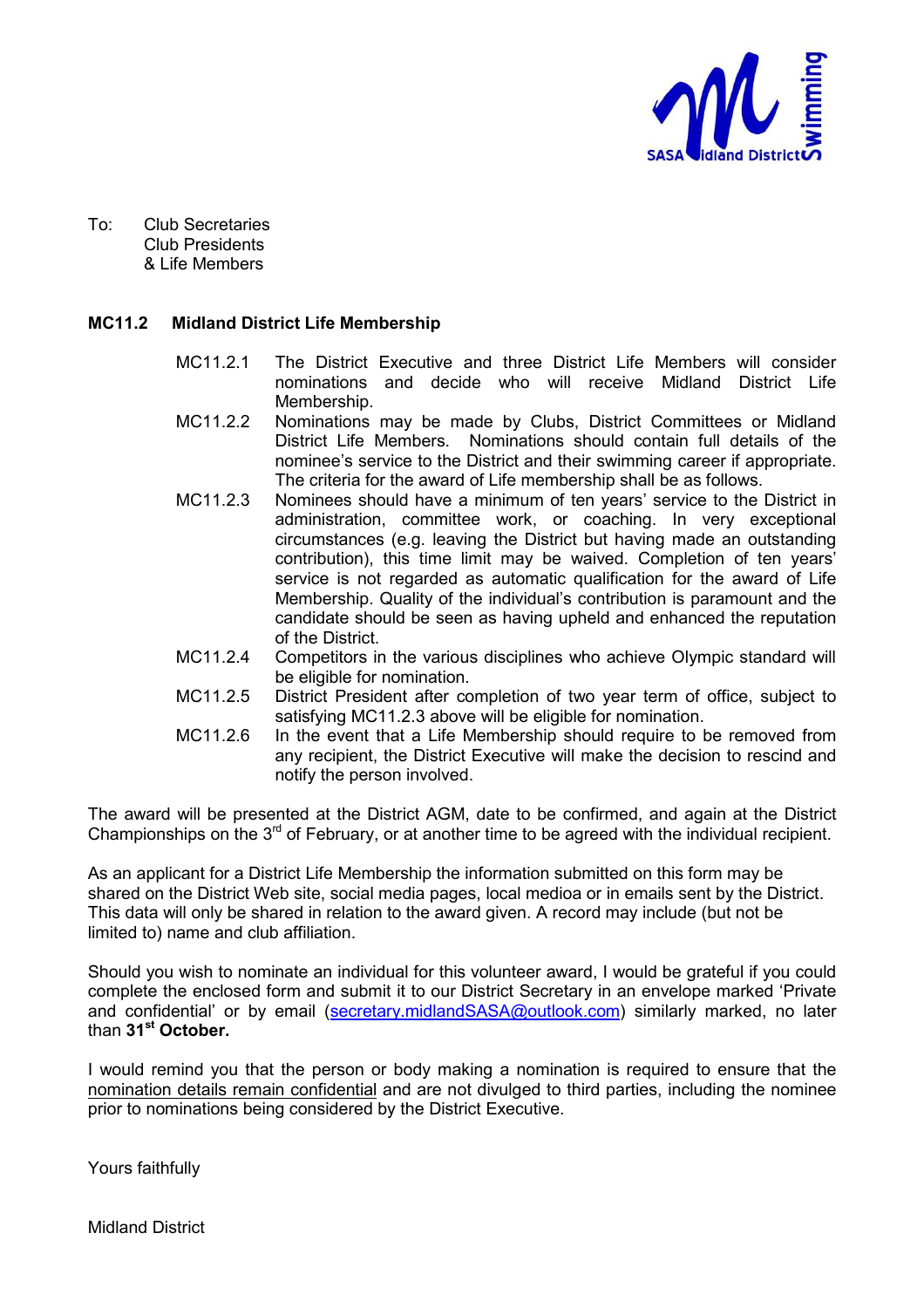To: Club Secretaries
Club Presidents
& Life Members

**MC11.2 Midland District Life Membership**

MC11.2.1 The District Executive and three District Life Members will consider nominations and decide who will receive Midland District Life Membership.

MC11.2.2 Nominations may be made by Clubs, District Committees or Midland District Life Members. Nominations should contain full details of the nominee's service to the District and their swimming career if appropriate. The criteria for the award of Life membership shall be as follows.

MC11.2.3 Nominees should have a minimum of ten years' service to the District in administration, committee work, or coaching. In very exceptional circumstances (e.g. leaving the District but having made an outstanding contribution), this time limit may be waived. Completion of ten years' service is not regarded as automatic qualification for the award of Life Membership. Quality of the individual's contribution is paramount and the candidate should be seen as having upheld and enhanced the reputation of the District.

MC11.2.4 Competitors in the various disciplines who achieve Olympic standard will be eligible for nomination.

MC11.2.5 District President after completion of two year term of office, subject to satisfying MC11.2.3 above will be eligible for nomination.

MC11.2.6 In the event that a Life Membership should require to be removed from any recipient, the District Executive will make the decision to rescind and notify the person involved.

The award will be presented at the District AGM, date to be confirmed, and again at the District Championships on the 3rd of February, or at another time to be agreed with the individual recipient.

As an applicant for a District Life Membership the information submitted on this form may be shared on the District Web site, social media pages, local medioa or in emails sent by the District. This data will only be shared in relation to the award given. A record may include (but not be limited to) name and club affiliation.

Should you wish to nominate an individual for this volunteer award, I would be grateful if you could complete the enclosed form and submit it to our District Secretary in an envelope marked 'Private and confidential' or by email (secretary.midlandSASA@outlook.com) similarly marked, no later than **31st October.**

I would remind you that the person or body making a nomination is required to ensure that the nomination details remain confidential and are not divulged to third parties, including the nominee prior to nominations being considered by the District Executive.

Yours faithfully

Midland District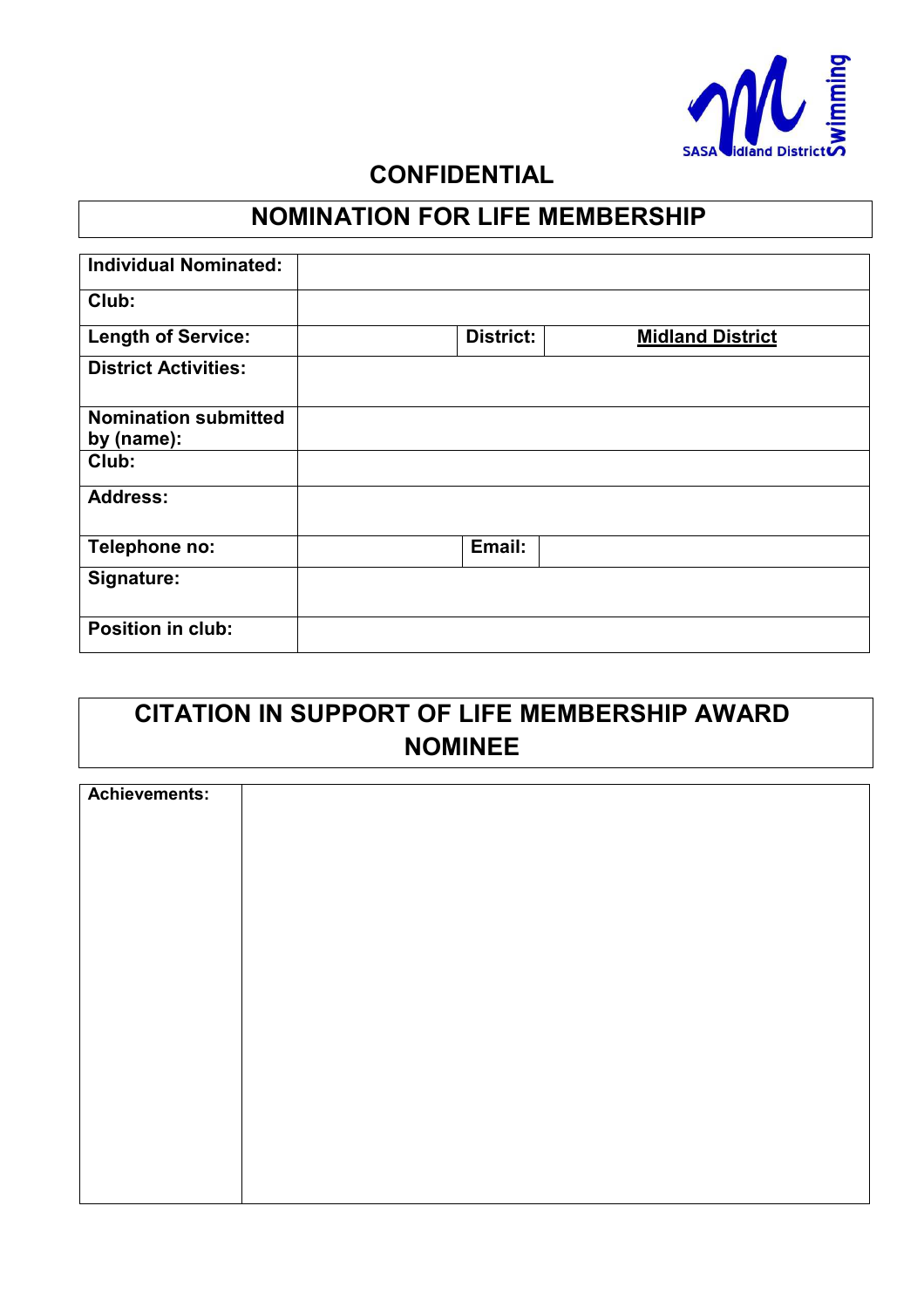**CONFIDENTIAL**

# NOMINATION FOR LIFE MEMBERSHIP

| | | | |
|---|---|---|---|
| **Individual Nominated:** | | | |
| **Club:** | | | |
| **Length of Service:** | | **District:** | **Midland District** |
| **District Activities:** | | | |
| **Nomination submitted by (name):** | | | |
| **Club:** | | | |
| **Address:** | | | |
| **Telephone no:** | | **Email:** | |
| **Signature:** | | | |
| **Position in club:** | | | |

# CITATION IN SUPPORT OF LIFE MEMBERSHIP AWARD NOMINEE

| | |
|---|---|
| **Achievements:** | |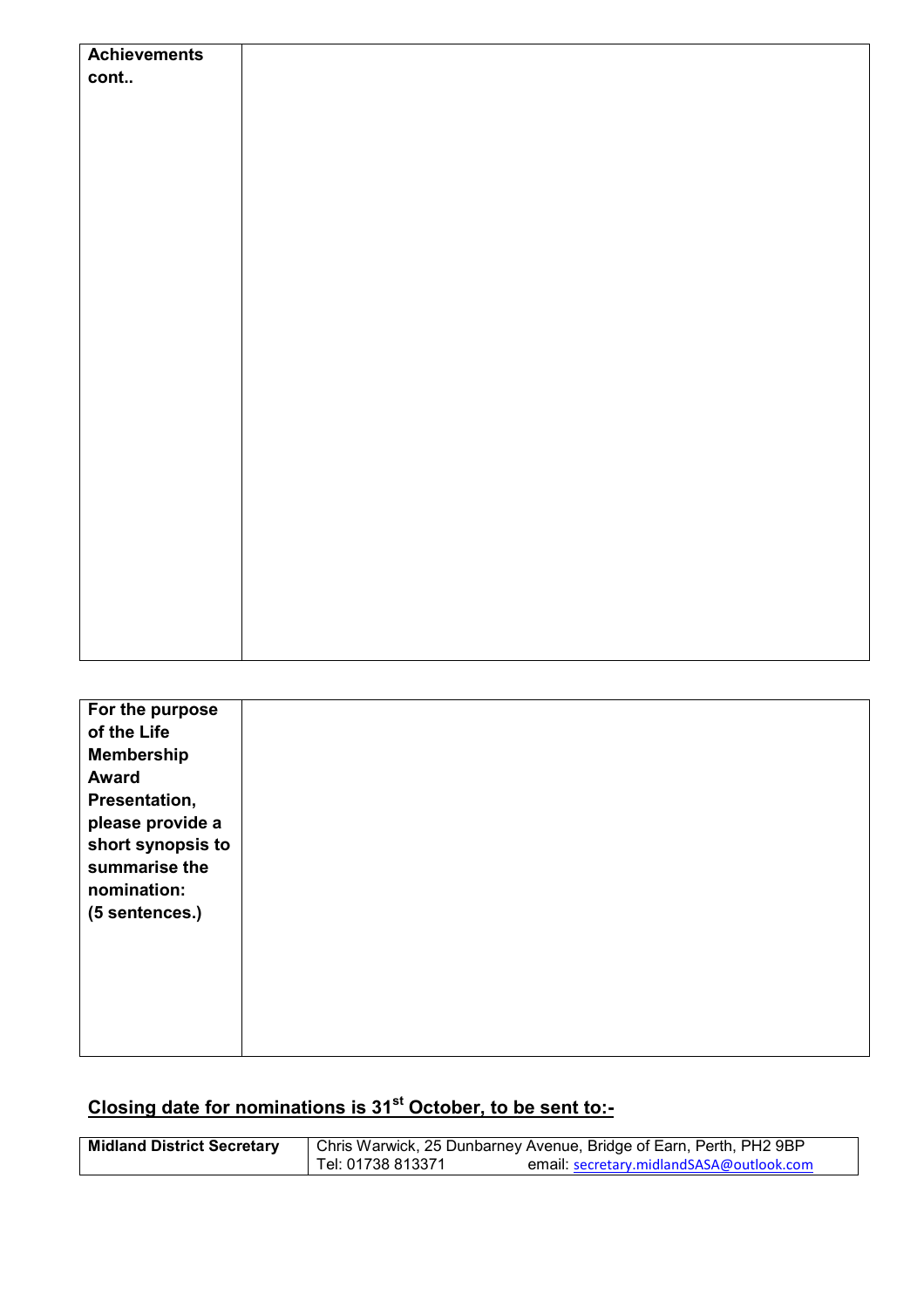| | |
|---|---|
| **Achievements cont..** | |

| | |
|---|---|
| **For the purpose of the Life Membership Award Presentation, please provide a short synopsis to summarise the nomination: (5 sentences.)** | |

## Closing date for nominations is 31st October, to be sent to:-

| | |
|---|---|
| **Midland District Secretary** | Chris Warwick, 25 Dunbarney Avenue, Bridge of Earn, Perth, PH2 9BP<br>Tel: 01738 813371 email: secretary.midlandSASA@outlook.com |